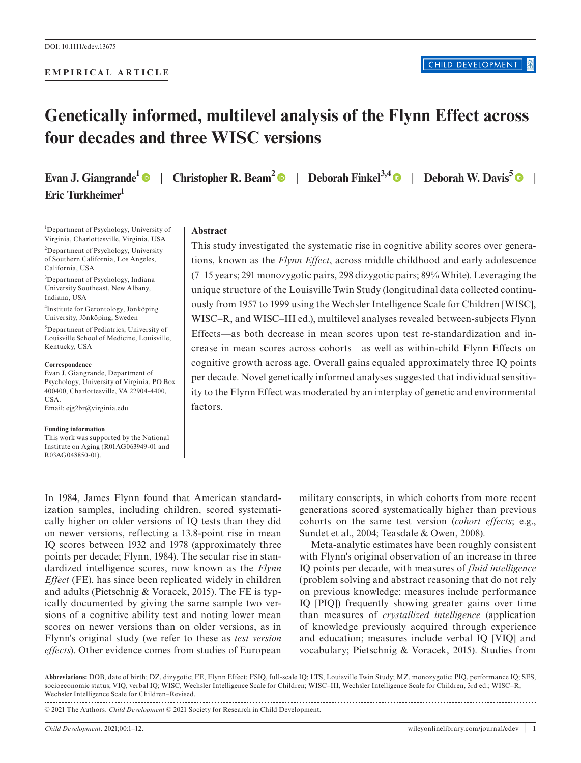DOI: 10.1111/cdev.13675

EMPIRICAL ARTICLE

# Genetically informed, multilevel analysis of the Flynn Effect across four decades and three WISC versions

Evan J. Giangrande[1] | Christopher R. Beam[2] | Deborah Finkel[3,4] | Deborah W. Davis[5] | Eric Turkheimer[1]

[1]Department of Psychology, University of Virginia, Charlottesville, Virginia, USA

[2]Department of Psychology, University of Southern California, Los Angeles, California, USA

[3]Department of Psychology, Indiana University Southeast, New Albany, Indiana, USA

[4]Institute for Gerontology, Jönköping University, Jönköping, Sweden

[5]Department of Pediatrics, University of Louisville School of Medicine, Louisville, Kentucky, USA

**Correspondence**
Evan J. Giangrande, Department of Psychology, University of Virginia, PO Box 400400, Charlottesville, VA 22904-4400, USA.
Email: ejg2br@virginia.edu

**Funding information**
This work was supported by the National Institute on Aging (R01AG063949-01 and R03AG048850-01).

## Abstract

This study investigated the systematic rise in cognitive ability scores over generations, known as the *Flynn Effect*, across middle childhood and early adolescence (7–15 years; 291 monozygotic pairs, 298 dizygotic pairs; 89% White). Leveraging the unique structure of the Louisville Twin Study (longitudinal data collected continuously from 1957 to 1999 using the Wechsler Intelligence Scale for Children [WISC], WISC–R, and WISC–III ed.), multilevel analyses revealed between-subjects Flynn Effects—as both decrease in mean scores upon test re-standardization and increase in mean scores across cohorts—as well as within-child Flynn Effects on cognitive growth across age. Overall gains equaled approximately three IQ points per decade. Novel genetically informed analyses suggested that individual sensitivity to the Flynn Effect was moderated by an interplay of genetic and environmental factors.

In 1984, James Flynn found that American standardization samples, including children, scored systematically higher on older versions of IQ tests than they did on newer versions, reflecting a 13.8-point rise in mean IQ scores between 1932 and 1978 (approximately three points per decade; Flynn, 1984). The secular rise in standardized intelligence scores, now known as the *Flynn Effect* (FE), has since been replicated widely in children and adults (Pietschnig & Voracek, 2015). The FE is typically documented by giving the same sample two versions of a cognitive ability test and noting lower mean scores on newer versions than on older versions, as in Flynn's original study (we refer to these as *test version effects*). Other evidence comes from studies of European military conscripts, in which cohorts from more recent generations scored systematically higher than previous cohorts on the same test version (*cohort effects*; e.g., Sundet et al., 2004; Teasdale & Owen, 2008).

Meta-analytic estimates have been roughly consistent with Flynn's original observation of an increase in three IQ points per decade, with measures of *fluid intelligence* (problem solving and abstract reasoning that do not rely on previous knowledge; measures include performance IQ [PIQ]) frequently showing greater gains over time than measures of *crystallized intelligence* (application of knowledge previously acquired through experience and education; measures include verbal IQ [VIQ] and vocabulary; Pietschnig & Voracek, 2015). Studies from

**Abbreviations:** DOB, date of birth; DZ, dizygotic; FE, Flynn Effect; FSIQ, full-scale IQ; LTS, Louisville Twin Study; MZ, monozygotic; PIQ, performance IQ; SES, socioeconomic status; VIQ, verbal IQ; WISC, Wechsler Intelligence Scale for Children; WISC–III, Wechsler Intelligence Scale for Children, 3rd ed.; WISC–R, Wechsler Intelligence Scale for Children–Revised.

© 2021 The Authors. *Child Development* © 2021 Society for Research in Child Development.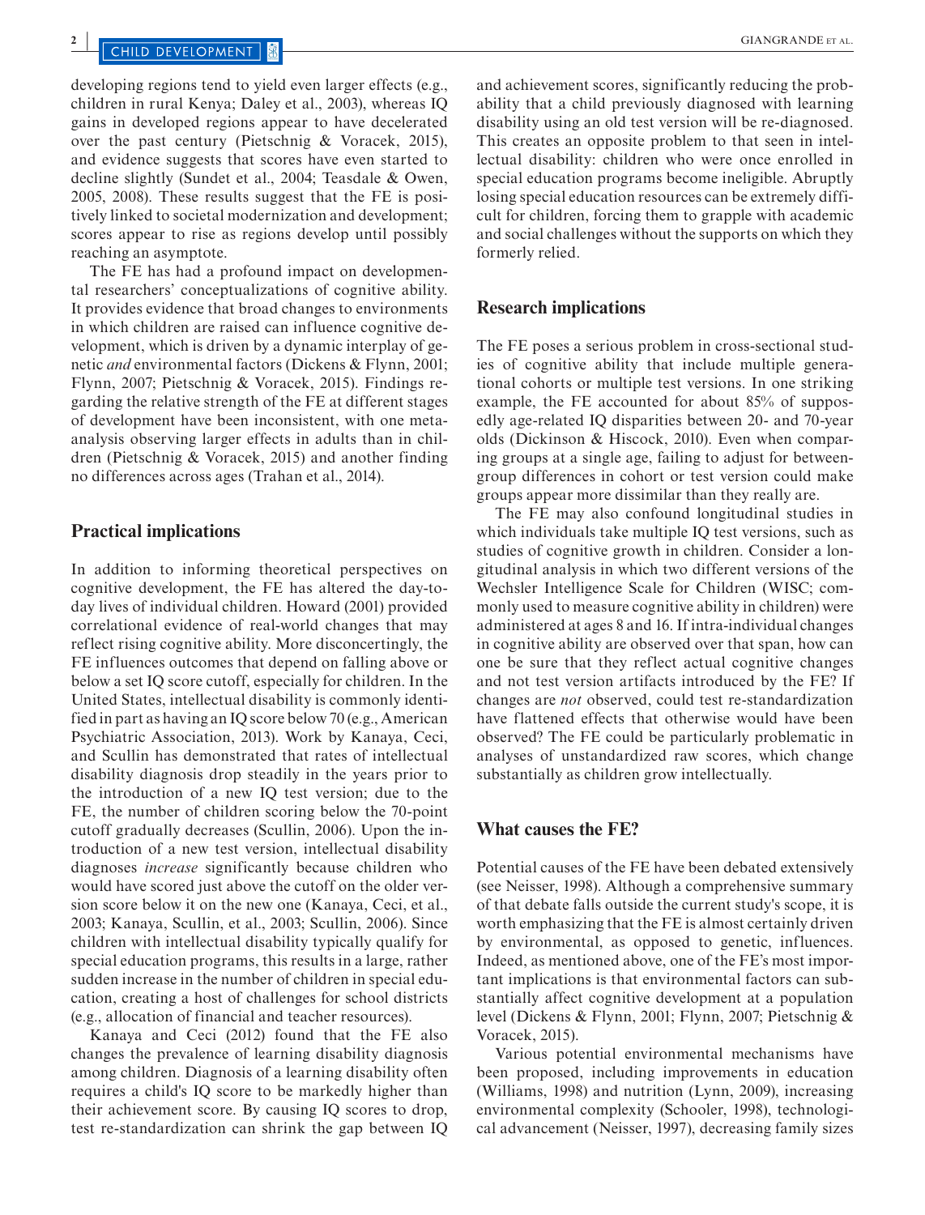developing regions tend to yield even larger effects (e.g., children in rural Kenya; Daley et al., 2003), whereas IQ gains in developed regions appear to have decelerated over the past century (Pietschnig & Voracek, 2015), and evidence suggests that scores have even started to decline slightly (Sundet et al., 2004; Teasdale & Owen, 2005, 2008). These results suggest that the FE is positively linked to societal modernization and development; scores appear to rise as regions develop until possibly reaching an asymptote.

The FE has had a profound impact on developmental researchers' conceptualizations of cognitive ability. It provides evidence that broad changes to environments in which children are raised can influence cognitive development, which is driven by a dynamic interplay of genetic *and* environmental factors (Dickens & Flynn, 2001; Flynn, 2007; Pietschnig & Voracek, 2015). Findings regarding the relative strength of the FE at different stages of development have been inconsistent, with one meta-analysis observing larger effects in adults than in children (Pietschnig & Voracek, 2015) and another finding no differences across ages (Trahan et al., 2014).

## Practical implications

In addition to informing theoretical perspectives on cognitive development, the FE has altered the day-to-day lives of individual children. Howard (2001) provided correlational evidence of real-world changes that may reflect rising cognitive ability. More disconcertingly, the FE influences outcomes that depend on falling above or below a set IQ score cutoff, especially for children. In the United States, intellectual disability is commonly identified in part as having an IQ score below 70 (e.g., American Psychiatric Association, 2013). Work by Kanaya, Ceci, and Scullin has demonstrated that rates of intellectual disability diagnosis drop steadily in the years prior to the introduction of a new IQ test version; due to the FE, the number of children scoring below the 70-point cutoff gradually decreases (Scullin, 2006). Upon the introduction of a new test version, intellectual disability diagnoses *increase* significantly because children who would have scored just above the cutoff on the older version score below it on the new one (Kanaya, Ceci, et al., 2003; Kanaya, Scullin, et al., 2003; Scullin, 2006). Since children with intellectual disability typically qualify for special education programs, this results in a large, rather sudden increase in the number of children in special education, creating a host of challenges for school districts (e.g., allocation of financial and teacher resources).

Kanaya and Ceci (2012) found that the FE also changes the prevalence of learning disability diagnosis among children. Diagnosis of a learning disability often requires a child's IQ score to be markedly higher than their achievement score. By causing IQ scores to drop, test re-standardization can shrink the gap between IQ and achievement scores, significantly reducing the probability that a child previously diagnosed with learning disability using an old test version will be re-diagnosed. This creates an opposite problem to that seen in intellectual disability: children who were once enrolled in special education programs become ineligible. Abruptly losing special education resources can be extremely difficult for children, forcing them to grapple with academic and social challenges without the supports on which they formerly relied.

## Research implications

The FE poses a serious problem in cross-sectional studies of cognitive ability that include multiple generational cohorts or multiple test versions. In one striking example, the FE accounted for about 85% of supposedly age-related IQ disparities between 20- and 70-year olds (Dickinson & Hiscock, 2010). Even when comparing groups at a single age, failing to adjust for between-group differences in cohort or test version could make groups appear more dissimilar than they really are.

The FE may also confound longitudinal studies in which individuals take multiple IQ test versions, such as studies of cognitive growth in children. Consider a longitudinal analysis in which two different versions of the Wechsler Intelligence Scale for Children (WISC; commonly used to measure cognitive ability in children) were administered at ages 8 and 16. If intra-individual changes in cognitive ability are observed over that span, how can one be sure that they reflect actual cognitive changes and not test version artifacts introduced by the FE? If changes are *not* observed, could test re-standardization have flattened effects that otherwise would have been observed? The FE could be particularly problematic in analyses of unstandardized raw scores, which change substantially as children grow intellectually.

## What causes the FE?

Potential causes of the FE have been debated extensively (see Neisser, 1998). Although a comprehensive summary of that debate falls outside the current study's scope, it is worth emphasizing that the FE is almost certainly driven by environmental, as opposed to genetic, influences. Indeed, as mentioned above, one of the FE's most important implications is that environmental factors can substantially affect cognitive development at a population level (Dickens & Flynn, 2001; Flynn, 2007; Pietschnig & Voracek, 2015).

Various potential environmental mechanisms have been proposed, including improvements in education (Williams, 1998) and nutrition (Lynn, 2009), increasing environmental complexity (Schooler, 1998), technological advancement (Neisser, 1997), decreasing family sizes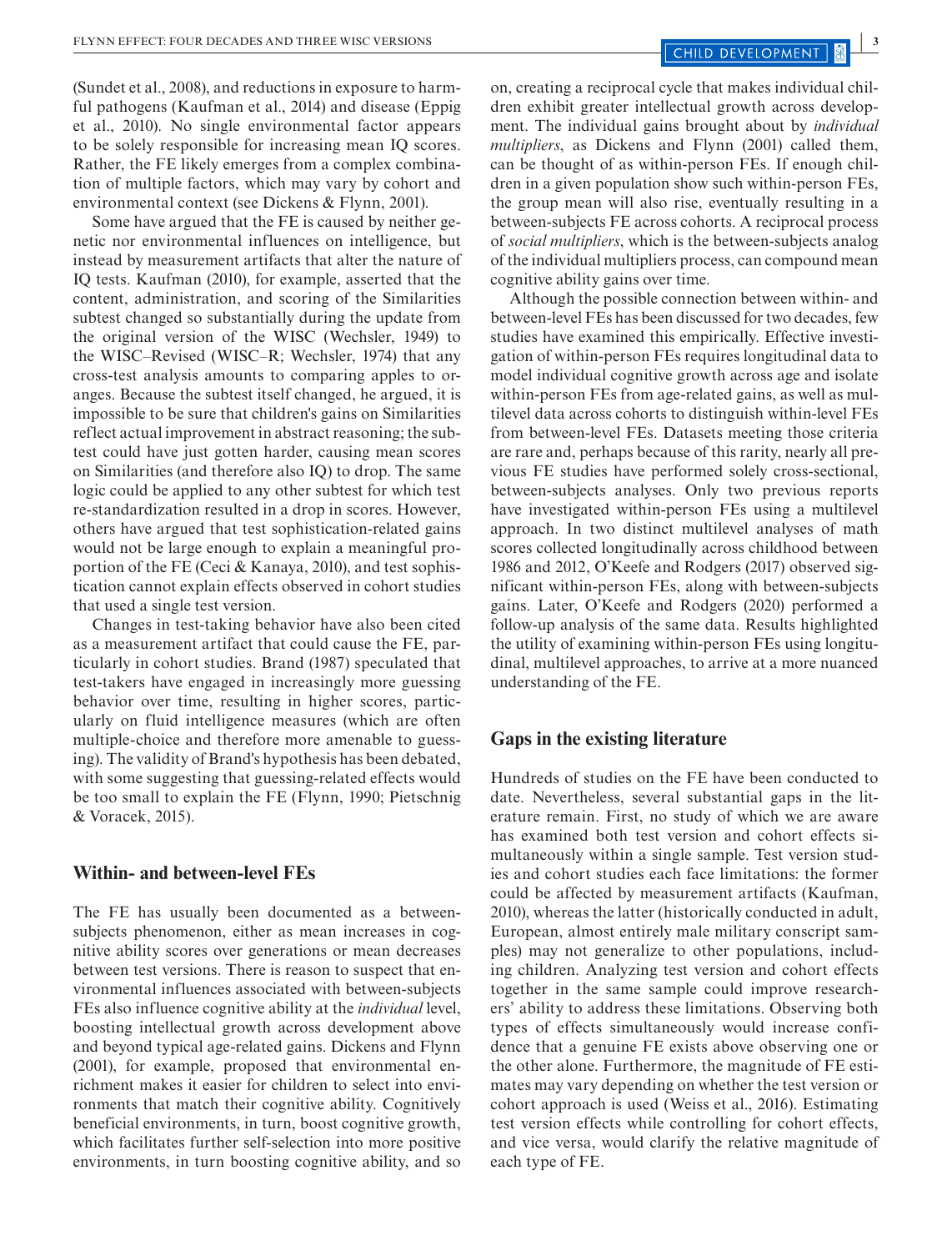(Sundet et al., 2008), and reductions in exposure to harmful pathogens (Kaufman et al., 2014) and disease (Eppig et al., 2010). No single environmental factor appears to be solely responsible for increasing mean IQ scores. Rather, the FE likely emerges from a complex combination of multiple factors, which may vary by cohort and environmental context (see Dickens & Flynn, 2001).

Some have argued that the FE is caused by neither genetic nor environmental influences on intelligence, but instead by measurement artifacts that alter the nature of IQ tests. Kaufman (2010), for example, asserted that the content, administration, and scoring of the Similarities subtest changed so substantially during the update from the original version of the WISC (Wechsler, 1949) to the WISC–Revised (WISC–R; Wechsler, 1974) that any cross-test analysis amounts to comparing apples to oranges. Because the subtest itself changed, he argued, it is impossible to be sure that children's gains on Similarities reflect actual improvement in abstract reasoning; the subtest could have just gotten harder, causing mean scores on Similarities (and therefore also IQ) to drop. The same logic could be applied to any other subtest for which test re-standardization resulted in a drop in scores. However, others have argued that test sophistication-related gains would not be large enough to explain a meaningful proportion of the FE (Ceci & Kanaya, 2010), and test sophistication cannot explain effects observed in cohort studies that used a single test version.

Changes in test-taking behavior have also been cited as a measurement artifact that could cause the FE, particularly in cohort studies. Brand (1987) speculated that test-takers have engaged in increasingly more guessing behavior over time, resulting in higher scores, particularly on fluid intelligence measures (which are often multiple-choice and therefore more amenable to guessing). The validity of Brand's hypothesis has been debated, with some suggesting that guessing-related effects would be too small to explain the FE (Flynn, 1990; Pietschnig & Voracek, 2015).

## Within- and between-level FEs

The FE has usually been documented as a between-subjects phenomenon, either as mean increases in cognitive ability scores over generations or mean decreases between test versions. There is reason to suspect that environmental influences associated with between-subjects FEs also influence cognitive ability at the *individual* level, boosting intellectual growth across development above and beyond typical age-related gains. Dickens and Flynn (2001), for example, proposed that environmental enrichment makes it easier for children to select into environments that match their cognitive ability. Cognitively beneficial environments, in turn, boost cognitive growth, which facilitates further self-selection into more positive environments, in turn boosting cognitive ability, and so on, creating a reciprocal cycle that makes individual children exhibit greater intellectual growth across development. The individual gains brought about by *individual multipliers*, as Dickens and Flynn (2001) called them, can be thought of as within-person FEs. If enough children in a given population show such within-person FEs, the group mean will also rise, eventually resulting in a between-subjects FE across cohorts. A reciprocal process of *social multipliers*, which is the between-subjects analog of the individual multipliers process, can compound mean cognitive ability gains over time.

Although the possible connection between within- and between-level FEs has been discussed for two decades, few studies have examined this empirically. Effective investigation of within-person FEs requires longitudinal data to model individual cognitive growth across age and isolate within-person FEs from age-related gains, as well as multilevel data across cohorts to distinguish within-level FEs from between-level FEs. Datasets meeting those criteria are rare and, perhaps because of this rarity, nearly all previous FE studies have performed solely cross-sectional, between-subjects analyses. Only two previous reports have investigated within-person FEs using a multilevel approach. In two distinct multilevel analyses of math scores collected longitudinally across childhood between 1986 and 2012, O'Keefe and Rodgers (2017) observed significant within-person FEs, along with between-subjects gains. Later, O'Keefe and Rodgers (2020) performed a follow-up analysis of the same data. Results highlighted the utility of examining within-person FEs using longitudinal, multilevel approaches, to arrive at a more nuanced understanding of the FE.

## Gaps in the existing literature

Hundreds of studies on the FE have been conducted to date. Nevertheless, several substantial gaps in the literature remain. First, no study of which we are aware has examined both test version and cohort effects simultaneously within a single sample. Test version studies and cohort studies each face limitations: the former could be affected by measurement artifacts (Kaufman, 2010), whereas the latter (historically conducted in adult, European, almost entirely male military conscript samples) may not generalize to other populations, including children. Analyzing test version and cohort effects together in the same sample could improve researchers' ability to address these limitations. Observing both types of effects simultaneously would increase confidence that a genuine FE exists above observing one or the other alone. Furthermore, the magnitude of FE estimates may vary depending on whether the test version or cohort approach is used (Weiss et al., 2016). Estimating test version effects while controlling for cohort effects, and vice versa, would clarify the relative magnitude of each type of FE.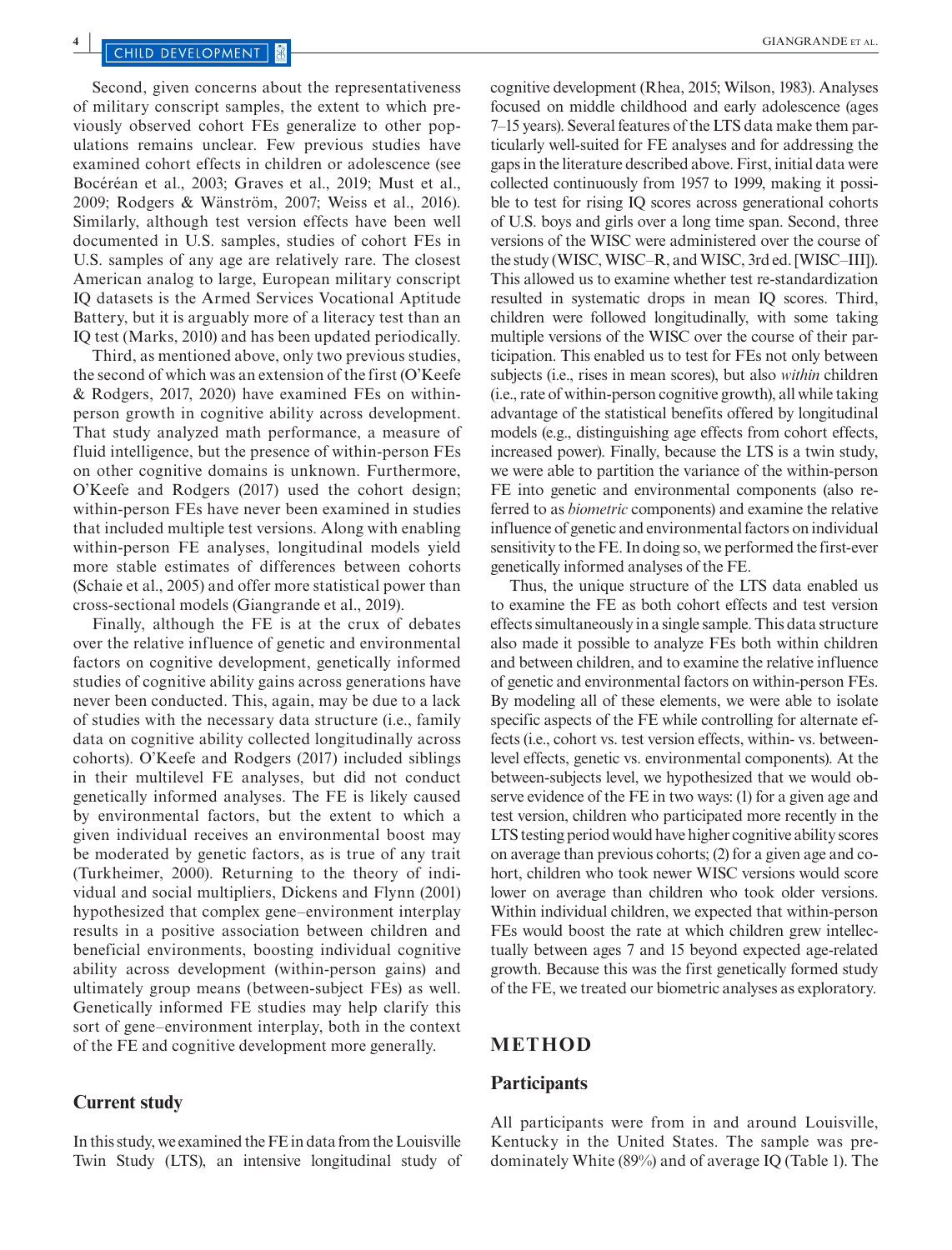Second, given concerns about the representativeness of military conscript samples, the extent to which previously observed cohort FEs generalize to other populations remains unclear. Few previous studies have examined cohort effects in children or adolescence (see Bocéréan et al., 2003; Graves et al., 2019; Must et al., 2009; Rodgers & Wänström, 2007; Weiss et al., 2016). Similarly, although test version effects have been well documented in U.S. samples, studies of cohort FEs in U.S. samples of any age are relatively rare. The closest American analog to large, European military conscript IQ datasets is the Armed Services Vocational Aptitude Battery, but it is arguably more of a literacy test than an IQ test (Marks, 2010) and has been updated periodically.

Third, as mentioned above, only two previous studies, the second of which was an extension of the first (O'Keefe & Rodgers, 2017, 2020) have examined FEs on within-person growth in cognitive ability across development. That study analyzed math performance, a measure of fluid intelligence, but the presence of within-person FEs on other cognitive domains is unknown. Furthermore, O'Keefe and Rodgers (2017) used the cohort design; within-person FEs have never been examined in studies that included multiple test versions. Along with enabling within-person FE analyses, longitudinal models yield more stable estimates of differences between cohorts (Schaie et al., 2005) and offer more statistical power than cross-sectional models (Giangrande et al., 2019).

Finally, although the FE is at the crux of debates over the relative influence of genetic and environmental factors on cognitive development, genetically informed studies of cognitive ability gains across generations have never been conducted. This, again, may be due to a lack of studies with the necessary data structure (i.e., family data on cognitive ability collected longitudinally across cohorts). O'Keefe and Rodgers (2017) included siblings in their multilevel FE analyses, but did not conduct genetically informed analyses. The FE is likely caused by environmental factors, but the extent to which a given individual receives an environmental boost may be moderated by genetic factors, as is true of any trait (Turkheimer, 2000). Returning to the theory of individual and social multipliers, Dickens and Flynn (2001) hypothesized that complex gene–environment interplay results in a positive association between children and beneficial environments, boosting individual cognitive ability across development (within-person gains) and ultimately group means (between-subject FEs) as well. Genetically informed FE studies may help clarify this sort of gene–environment interplay, both in the context of the FE and cognitive development more generally.

### Current study

In this study, we examined the FE in data from the Louisville Twin Study (LTS), an intensive longitudinal study of cognitive development (Rhea, 2015; Wilson, 1983). Analyses focused on middle childhood and early adolescence (ages 7–15 years). Several features of the LTS data make them particularly well-suited for FE analyses and for addressing the gaps in the literature described above. First, initial data were collected continuously from 1957 to 1999, making it possible to test for rising IQ scores across generational cohorts of U.S. boys and girls over a long time span. Second, three versions of the WISC were administered over the course of the study (WISC, WISC–R, and WISC, 3rd ed. [WISC–III]). This allowed us to examine whether test re-standardization resulted in systematic drops in mean IQ scores. Third, children were followed longitudinally, with some taking multiple versions of the WISC over the course of their participation. This enabled us to test for FEs not only between subjects (i.e., rises in mean scores), but also *within* children (i.e., rate of within-person cognitive growth), all while taking advantage of the statistical benefits offered by longitudinal models (e.g., distinguishing age effects from cohort effects, increased power). Finally, because the LTS is a twin study, we were able to partition the variance of the within-person FE into genetic and environmental components (also referred to as *biometric* components) and examine the relative influence of genetic and environmental factors on individual sensitivity to the FE. In doing so, we performed the first-ever genetically informed analyses of the FE.

Thus, the unique structure of the LTS data enabled us to examine the FE as both cohort effects and test version effects simultaneously in a single sample. This data structure also made it possible to analyze FEs both within children and between children, and to examine the relative influence of genetic and environmental factors on within-person FEs. By modeling all of these elements, we were able to isolate specific aspects of the FE while controlling for alternate effects (i.e., cohort vs. test version effects, within- vs. between-level effects, genetic vs. environmental components). At the between-subjects level, we hypothesized that we would observe evidence of the FE in two ways: (1) for a given age and test version, children who participated more recently in the LTS testing period would have higher cognitive ability scores on average than previous cohorts; (2) for a given age and cohort, children who took newer WISC versions would score lower on average than children who took older versions. Within individual children, we expected that within-person FEs would boost the rate at which children grew intellectually between ages 7 and 15 beyond expected age-related growth. Because this was the first genetically formed study of the FE, we treated our biometric analyses as exploratory.

## METHOD

### Participants

All participants were from in and around Louisville, Kentucky in the United States. The sample was predominately White (89%) and of average IQ (Table 1). The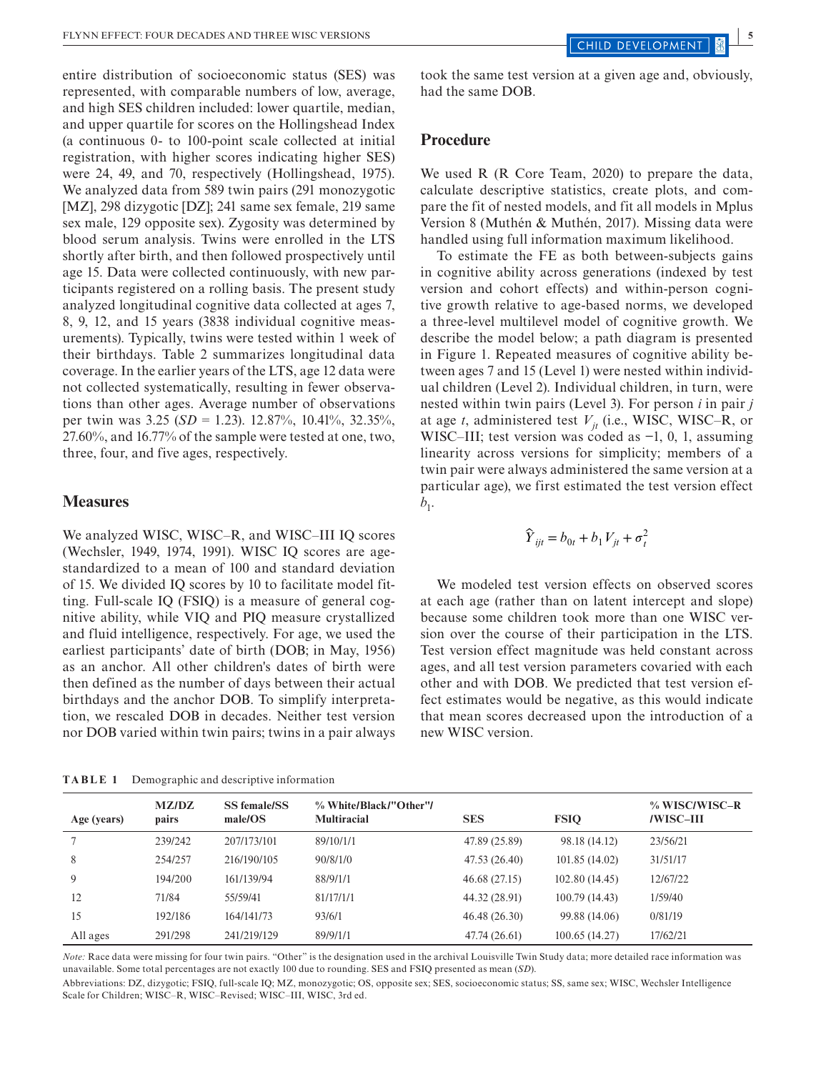entire distribution of socioeconomic status (SES) was represented, with comparable numbers of low, average, and high SES children included: lower quartile, median, and upper quartile for scores on the Hollingshead Index (a continuous 0- to 100-point scale collected at initial registration, with higher scores indicating higher SES) were 24, 49, and 70, respectively (Hollingshead, 1975). We analyzed data from 589 twin pairs (291 monozygotic [MZ], 298 dizygotic [DZ]; 241 same sex female, 219 same sex male, 129 opposite sex). Zygosity was determined by blood serum analysis. Twins were enrolled in the LTS shortly after birth, and then followed prospectively until age 15. Data were collected continuously, with new participants registered on a rolling basis. The present study analyzed longitudinal cognitive data collected at ages 7, 8, 9, 12, and 15 years (3838 individual cognitive measurements). Typically, twins were tested within 1 week of their birthdays. Table 2 summarizes longitudinal data coverage. In the earlier years of the LTS, age 12 data were not collected systematically, resulting in fewer observations than other ages. Average number of observations per twin was 3.25 ($SD$ = 1.23). 12.87%, 10.41%, 32.35%, 27.60%, and 16.77% of the sample were tested at one, two, three, four, and five ages, respectively.

## Measures

We analyzed WISC, WISC–R, and WISC–III IQ scores (Wechsler, 1949, 1974, 1991). WISC IQ scores are age-standardized to a mean of 100 and standard deviation of 15. We divided IQ scores by 10 to facilitate model fitting. Full-scale IQ (FSIQ) is a measure of general cognitive ability, while VIQ and PIQ measure crystallized and fluid intelligence, respectively. For age, we used the earliest participants' date of birth (DOB; in May, 1956) as an anchor. All other children's dates of birth were then defined as the number of days between their actual birthdays and the anchor DOB. To simplify interpretation, we rescaled DOB in decades. Neither test version nor DOB varied within twin pairs; twins in a pair always took the same test version at a given age and, obviously, had the same DOB.

## Procedure

We used R (R Core Team, 2020) to prepare the data, calculate descriptive statistics, create plots, and compare the fit of nested models, and fit all models in Mplus Version 8 (Muthén & Muthén, 2017). Missing data were handled using full information maximum likelihood.

To estimate the FE as both between-subjects gains in cognitive ability across generations (indexed by test version and cohort effects) and within-person cognitive growth relative to age-based norms, we developed a three-level multilevel model of cognitive growth. We describe the model below; a path diagram is presented in Figure 1. Repeated measures of cognitive ability between ages 7 and 15 (Level 1) were nested within individual children (Level 2). Individual children, in turn, were nested within twin pairs (Level 3). For person $i$ in pair $j$ at age $t$, administered test $V_{jt}$ (i.e., WISC, WISC–R, or WISC–III; test version was coded as −1, 0, 1, assuming linearity across versions for simplicity; members of a twin pair were always administered the same version at a particular age), we first estimated the test version effect $b_1$.

$$\hat{Y}_{ijt} = b_{0t} + b_1 V_{jt} + \sigma_t^2$$

We modeled test version effects on observed scores at each age (rather than on latent intercept and slope) because some children took more than one WISC version over the course of their participation in the LTS. Test version effect magnitude was held constant across ages, and all test version parameters covaried with each other and with DOB. We predicted that test version effect estimates would be negative, as this would indicate that mean scores decreased upon the introduction of a new WISC version.

**TABLE 1** Demographic and descriptive information

| Age (years) | MZ/DZ pairs | SS female/SS male/OS | % White/Black/"Other"/Multiracial | SES | FSIQ | % WISC/WISC–R/WISC–III |
|---|---|---|---|---|---|---|
| 7 | 239/242 | 207/173/101 | 89/10/1/1 | 47.89 (25.89) | 98.18 (14.12) | 23/56/21 |
| 8 | 254/257 | 216/190/105 | 90/8/1/0 | 47.53 (26.40) | 101.85 (14.02) | 31/51/17 |
| 9 | 194/200 | 161/139/94 | 88/9/1/1 | 46.68 (27.15) | 102.80 (14.45) | 12/67/22 |
| 12 | 71/84 | 55/59/41 | 81/17/1/1 | 44.32 (28.91) | 100.79 (14.43) | 1/59/40 |
| 15 | 192/186 | 164/141/73 | 93/6/1 | 46.48 (26.30) | 99.88 (14.06) | 0/81/19 |
| All ages | 291/298 | 241/219/129 | 89/9/1/1 | 47.74 (26.61) | 100.65 (14.27) | 17/62/21 |

*Note:* Race data were missing for four twin pairs. "Other" is the designation used in the archival Louisville Twin Study data; more detailed race information was unavailable. Some total percentages are not exactly 100 due to rounding. SES and FSIQ presented as mean ($SD$).

Abbreviations: DZ, dizygotic; FSIQ, full-scale IQ; MZ, monozygotic; OS, opposite sex; SES, socioeconomic status; SS, same sex; WISC, Wechsler Intelligence Scale for Children; WISC–R, WISC–Revised; WISC–III, WISC, 3rd ed.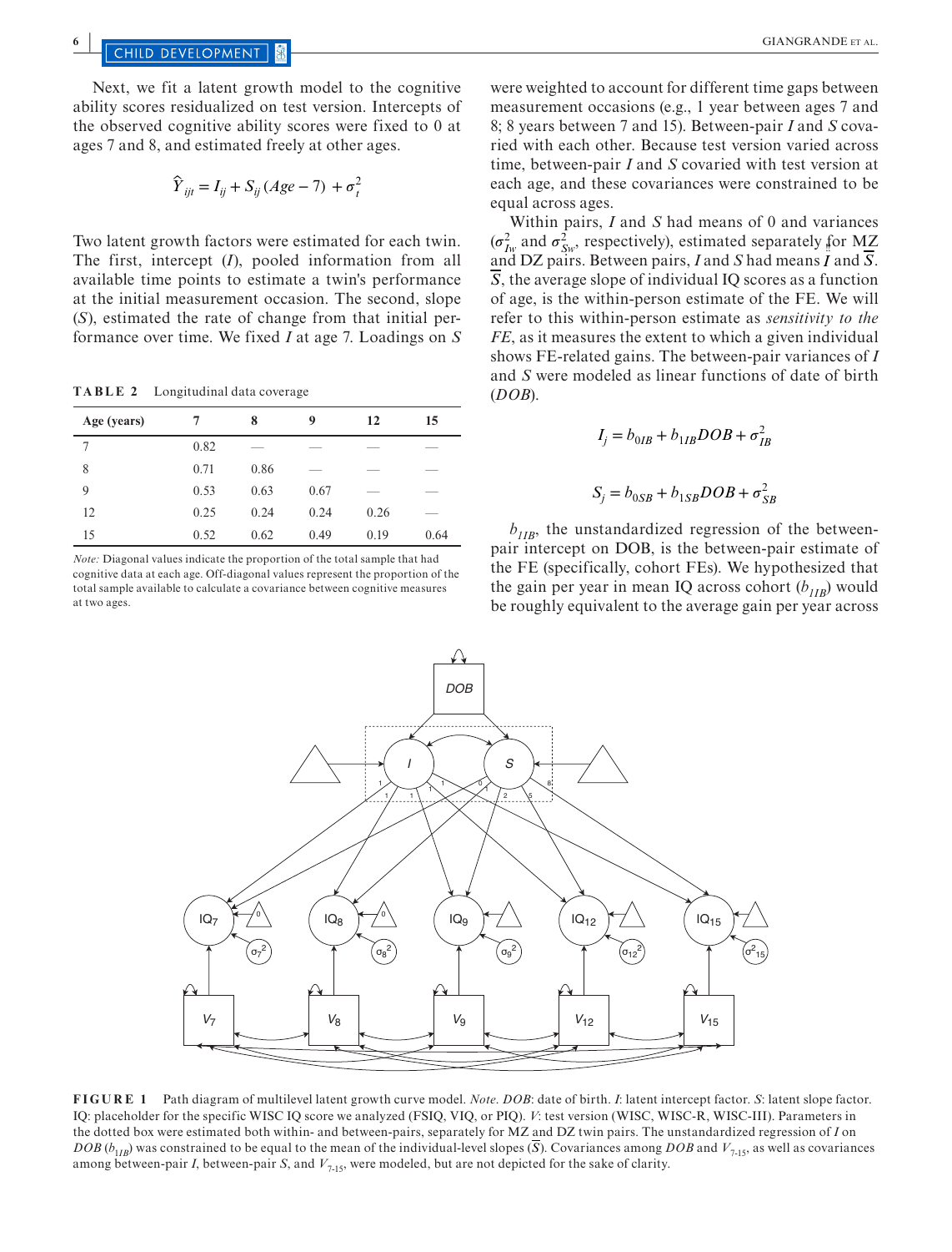Next, we fit a latent growth model to the cognitive ability scores residualized on test version. Intercepts of the observed cognitive ability scores were fixed to 0 at ages 7 and 8, and estimated freely at other ages.

$$\widehat{Y}_{ijt} = I_{ij} + S_{ij}(Age - 7) + \sigma_t^2$$

Two latent growth factors were estimated for each twin. The first, intercept ($I$), pooled information from all available time points to estimate a twin's performance at the initial measurement occasion. The second, slope ($S$), estimated the rate of change from that initial performance over time. We fixed $I$ at age 7. Loadings on $S$ were weighted to account for different time gaps between measurement occasions (e.g., 1 year between ages 7 and 8; 8 years between 7 and 15). Between-pair $I$ and $S$ covaried with each other. Because test version varied across time, between-pair $I$ and $S$ covaried with test version at each age, and these covariances were constrained to be equal across ages.

**TABLE 2** Longitudinal data coverage

| Age (years) | 7 | 8 | 9 | 12 | 15 |
|---|---|---|---|---|---|
| 7 | 0.82 | — | — | — | — |
| 8 | 0.71 | 0.86 | — | — | — |
| 9 | 0.53 | 0.63 | 0.67 | — | — |
| 12 | 0.25 | 0.24 | 0.24 | 0.26 | — |
| 15 | 0.52 | 0.62 | 0.49 | 0.19 | 0.64 |

*Note:* Diagonal values indicate the proportion of the total sample that had cognitive data at each age. Off-diagonal values represent the proportion of the total sample available to calculate a covariance between cognitive measures at two ages.

Within pairs, $I$ and $S$ had means of 0 and variances ($\sigma_{Iw}^2$ and $\sigma_{Sw}^2$, respectively), estimated separately for MZ and DZ pairs. Between pairs, $I$ and $S$ had means $\overline{I}$ and $\overline{S}$. $\overline{S}$, the average slope of individual IQ scores as a function of age, is the within-person estimate of the FE. We will refer to this within-person estimate as *sensitivity to the FE*, as it measures the extent to which a given individual shows FE-related gains. The between-pair variances of $I$ and $S$ were modeled as linear functions of date of birth (*DOB*).

$$I_j = b_{0IB} + b_{1IB}DOB + \sigma_{IB}^2$$

$$S_j = b_{0SB} + b_{1SB}DOB + \sigma_{SB}^2$$

$b_{1IB}$, the unstandardized regression of the between-pair intercept on DOB, is the between-pair estimate of the FE (specifically, cohort FEs). We hypothesized that the gain per year in mean IQ across cohort ($b_{1IB}$) would be roughly equivalent to the average gain per year across

**FIGURE 1** Path diagram of multilevel latent growth curve model. *Note*. *DOB*: date of birth. *I*: latent intercept factor. *S*: latent slope factor. IQ: placeholder for the specific WISC IQ score we analyzed (FSIQ, VIQ, or PIQ). *V*: test version (WISC, WISC-R, WISC-III). Parameters in the dotted box were estimated both within- and between-pairs, separately for MZ and DZ twin pairs. The unstandardized regression of *I* on *DOB* ($b_{1IB}$) was constrained to be equal to the mean of the individual-level slopes ($\overline{S}$). Covariances among *DOB* and $V_{7\text{-}15}$, as well as covariances among between-pair *I*, between-pair *S*, and $V_{7\text{-}15}$, were modeled, but are not depicted for the sake of clarity.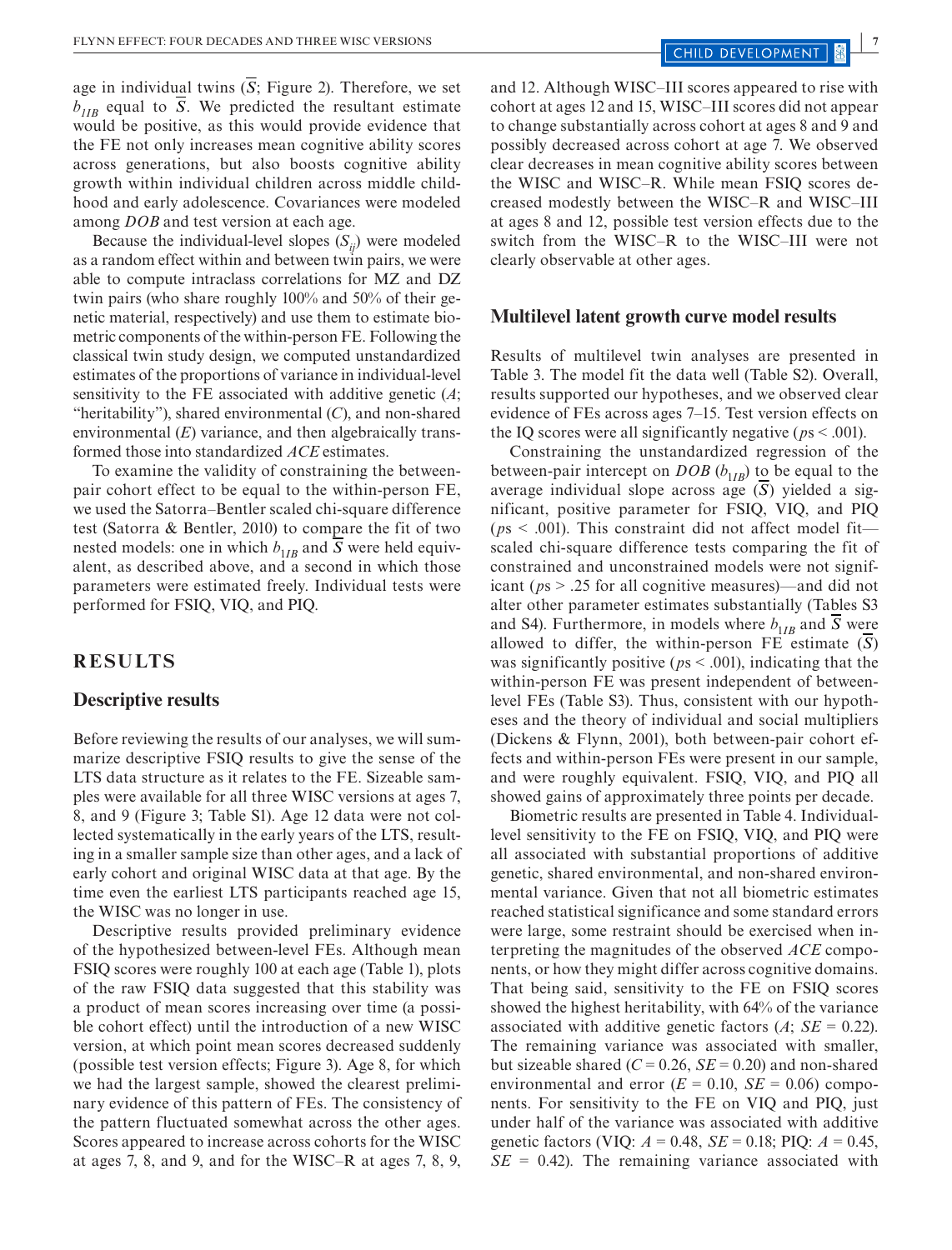age in individual twins ($\overline{S}$; Figure 2). Therefore, we set $b_{1IB}$ equal to $\overline{S}$. We predicted the resultant estimate would be positive, as this would provide evidence that the FE not only increases mean cognitive ability scores across generations, but also boosts cognitive ability growth within individual children across middle childhood and early adolescence. Covariances were modeled among *DOB* and test version at each age.

Because the individual-level slopes ($S_{ij}$) were modeled as a random effect within and between twin pairs, we were able to compute intraclass correlations for MZ and DZ twin pairs (who share roughly 100% and 50% of their genetic material, respectively) and use them to estimate biometric components of the within-person FE. Following the classical twin study design, we computed unstandardized estimates of the proportions of variance in individual-level sensitivity to the FE associated with additive genetic (*A*; "heritability"), shared environmental (*C*), and non-shared environmental (*E*) variance, and then algebraically transformed those into standardized *ACE* estimates.

To examine the validity of constraining the between-pair cohort effect to be equal to the within-person FE, we used the Satorra–Bentler scaled chi-square difference test (Satorra & Bentler, 2010) to compare the fit of two nested models: one in which $b_{1IB}$ and $\overline{S}$ were held equivalent, as described above, and a second in which those parameters were estimated freely. Individual tests were performed for FSIQ, VIQ, and PIQ.

## RESULTS

### Descriptive results

Before reviewing the results of our analyses, we will summarize descriptive FSIQ results to give the sense of the LTS data structure as it relates to the FE. Sizeable samples were available for all three WISC versions at ages 7, 8, and 9 (Figure 3; Table S1). Age 12 data were not collected systematically in the early years of the LTS, resulting in a smaller sample size than other ages, and a lack of early cohort and original WISC data at that age. By the time even the earliest LTS participants reached age 15, the WISC was no longer in use.

Descriptive results provided preliminary evidence of the hypothesized between-level FEs. Although mean FSIQ scores were roughly 100 at each age (Table 1), plots of the raw FSIQ data suggested that this stability was a product of mean scores increasing over time (a possible cohort effect) until the introduction of a new WISC version, at which point mean scores decreased suddenly (possible test version effects; Figure 3). Age 8, for which we had the largest sample, showed the clearest preliminary evidence of this pattern of FEs. The consistency of the pattern fluctuated somewhat across the other ages. Scores appeared to increase across cohorts for the WISC at ages 7, 8, and 9, and for the WISC–R at ages 7, 8, 9, and 12. Although WISC–III scores appeared to rise with cohort at ages 12 and 15, WISC–III scores did not appear to change substantially across cohort at ages 8 and 9 and possibly decreased across cohort at age 7. We observed clear decreases in mean cognitive ability scores between the WISC and WISC–R. While mean FSIQ scores decreased modestly between the WISC–R and WISC–III at ages 8 and 12, possible test version effects due to the switch from the WISC–R to the WISC–III were not clearly observable at other ages.

### Multilevel latent growth curve model results

Results of multilevel twin analyses are presented in Table 3. The model fit the data well (Table S2). Overall, results supported our hypotheses, and we observed clear evidence of FEs across ages 7–15. Test version effects on the IQ scores were all significantly negative ($ps < .001$).

Constraining the unstandardized regression of the between-pair intercept on *DOB* ($b_{1IB}$) to be equal to the average individual slope across age ($\overline{S}$) yielded a significant, positive parameter for FSIQ, VIQ, and PIQ ($ps < .001$). This constraint did not affect model fit—scaled chi-square difference tests comparing the fit of constrained and unconstrained models were not significant ($ps > .25$ for all cognitive measures)—and did not alter other parameter estimates substantially (Tables S3 and S4). Furthermore, in models where $b_{1IB}$ and $\overline{S}$ were allowed to differ, the within-person FE estimate ($\overline{S}$) was significantly positive ($ps < .001$), indicating that the within-person FE was present independent of between-level FEs (Table S3). Thus, consistent with our hypotheses and the theory of individual and social multipliers (Dickens & Flynn, 2001), both between-pair cohort effects and within-person FEs were present in our sample, and were roughly equivalent. FSIQ, VIQ, and PIQ all showed gains of approximately three points per decade.

Biometric results are presented in Table 4. Individual-level sensitivity to the FE on FSIQ, VIQ, and PIQ were all associated with substantial proportions of additive genetic, shared environmental, and non-shared environmental variance. Given that not all biometric estimates reached statistical significance and some standard errors were large, some restraint should be exercised when interpreting the magnitudes of the observed *ACE* components, or how they might differ across cognitive domains. That being said, sensitivity to the FE on FSIQ scores showed the highest heritability, with 64% of the variance associated with additive genetic factors (*A*; $SE = 0.22$). The remaining variance was associated with smaller, but sizeable shared ($C = 0.26$, $SE = 0.20$) and non-shared environmental and error ($E = 0.10$, $SE = 0.06$) components. For sensitivity to the FE on VIQ and PIQ, just under half of the variance was associated with additive genetic factors (VIQ: $A = 0.48$, $SE = 0.18$; PIQ: $A = 0.45$, $SE = 0.42$). The remaining variance associated with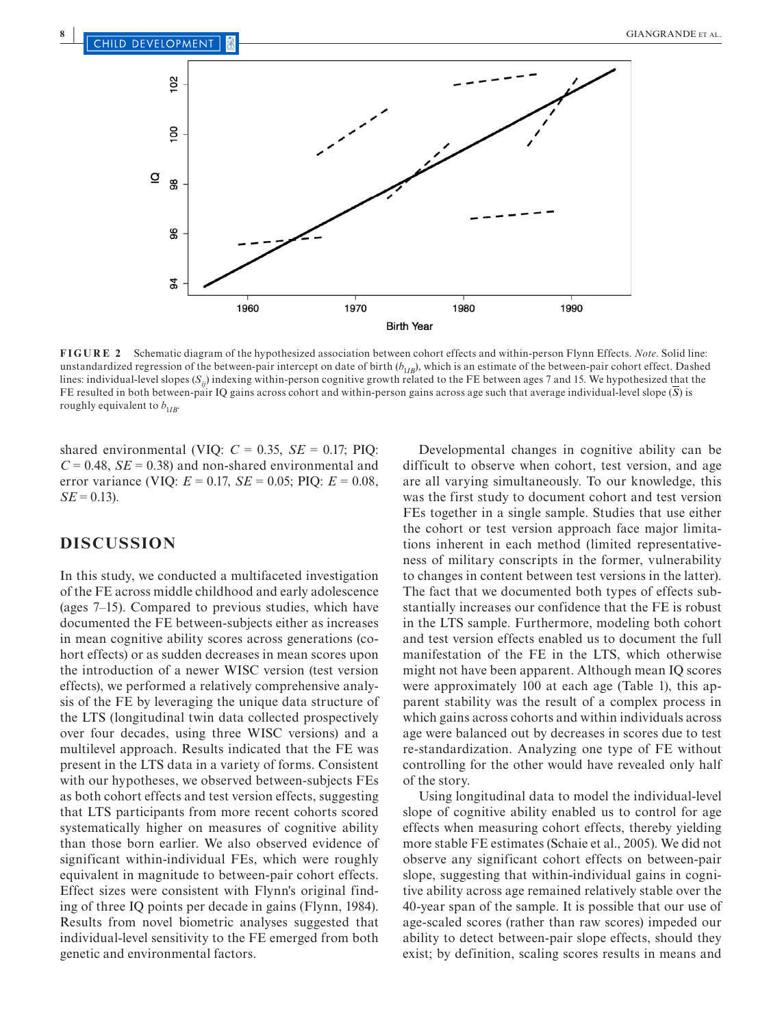**FIGURE 2** Schematic diagram of the hypothesized association between cohort effects and within-person Flynn Effects. *Note*. Solid line: unstandardized regression of the between-pair intercept on date of birth ($b_{11B}$), which is an estimate of the between-pair cohort effect. Dashed lines: individual-level slopes ($S_{ij}$) indexing within-person cognitive growth related to the FE between ages 7 and 15. We hypothesized that the FE resulted in both between-pair IQ gains across cohort and within-person gains across age such that average individual-level slope ($\overline{S}$) is roughly equivalent to $b_{11B}$.

shared environmental (VIQ: $C$ = 0.35, $SE$ = 0.17; PIQ: $C$ = 0.48, $SE$ = 0.38) and non-shared environmental and error variance (VIQ: $E$ = 0.17, $SE$ = 0.05; PIQ: $E$ = 0.08, $SE$ = 0.13).

## DISCUSSION

In this study, we conducted a multifaceted investigation of the FE across middle childhood and early adolescence (ages 7–15). Compared to previous studies, which have documented the FE between-subjects either as increases in mean cognitive ability scores across generations (cohort effects) or as sudden decreases in mean scores upon the introduction of a newer WISC version (test version effects), we performed a relatively comprehensive analysis of the FE by leveraging the unique data structure of the LTS (longitudinal twin data collected prospectively over four decades, using three WISC versions) and a multilevel approach. Results indicated that the FE was present in the LTS data in a variety of forms. Consistent with our hypotheses, we observed between-subjects FEs as both cohort effects and test version effects, suggesting that LTS participants from more recent cohorts scored systematically higher on measures of cognitive ability than those born earlier. We also observed evidence of significant within-individual FEs, which were roughly equivalent in magnitude to between-pair cohort effects. Effect sizes were consistent with Flynn's original finding of three IQ points per decade in gains (Flynn, 1984). Results from novel biometric analyses suggested that individual-level sensitivity to the FE emerged from both genetic and environmental factors.

Developmental changes in cognitive ability can be difficult to observe when cohort, test version, and age are all varying simultaneously. To our knowledge, this was the first study to document cohort and test version FEs together in a single sample. Studies that use either the cohort or test version approach face major limitations inherent in each method (limited representativeness of military conscripts in the former, vulnerability to changes in content between test versions in the latter). The fact that we documented both types of effects substantially increases our confidence that the FE is robust in the LTS sample. Furthermore, modeling both cohort and test version effects enabled us to document the full manifestation of the FE in the LTS, which otherwise might not have been apparent. Although mean IQ scores were approximately 100 at each age (Table 1), this apparent stability was the result of a complex process in which gains across cohorts and within individuals across age were balanced out by decreases in scores due to test re-standardization. Analyzing one type of FE without controlling for the other would have revealed only half of the story.

Using longitudinal data to model the individual-level slope of cognitive ability enabled us to control for age effects when measuring cohort effects, thereby yielding more stable FE estimates (Schaie et al., 2005). We did not observe any significant cohort effects on between-pair slope, suggesting that within-individual gains in cognitive ability across age remained relatively stable over the 40-year span of the sample. It is possible that our use of age-scaled scores (rather than raw scores) impeded our ability to detect between-pair slope effects, should they exist; by definition, scaling scores results in means and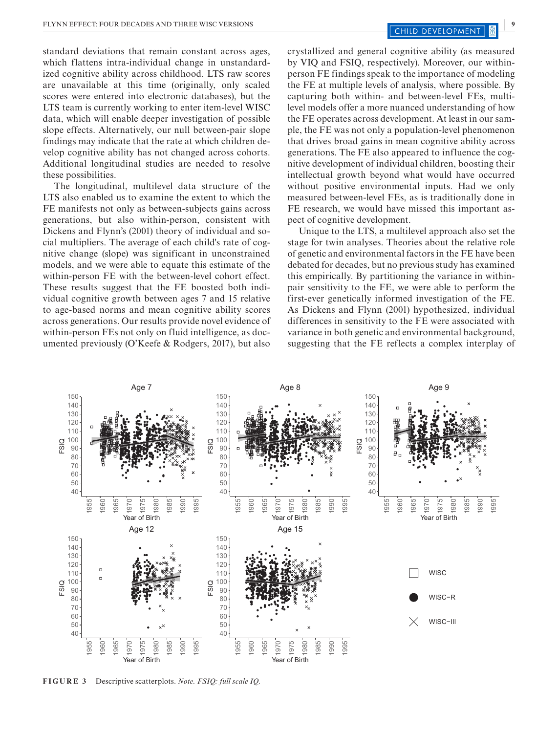standard deviations that remain constant across ages, which flattens intra-individual change in unstandardized cognitive ability across childhood. LTS raw scores are unavailable at this time (originally, only scaled scores were entered into electronic databases), but the LTS team is currently working to enter item-level WISC data, which will enable deeper investigation of possible slope effects. Alternatively, our null between-pair slope findings may indicate that the rate at which children develop cognitive ability has not changed across cohorts. Additional longitudinal studies are needed to resolve these possibilities.

The longitudinal, multilevel data structure of the LTS also enabled us to examine the extent to which the FE manifests not only as between-subjects gains across generations, but also within-person, consistent with Dickens and Flynn's (2001) theory of individual and social multipliers. The average of each child's rate of cognitive change (slope) was significant in unconstrained models, and we were able to equate this estimate of the within-person FE with the between-level cohort effect. These results suggest that the FE boosted both individual cognitive growth between ages 7 and 15 relative to age-based norms and mean cognitive ability scores across generations. Our results provide novel evidence of within-person FEs not only on fluid intelligence, as documented previously (O'Keefe & Rodgers, 2017), but also crystallized and general cognitive ability (as measured by VIQ and FSIQ, respectively). Moreover, our within-person FE findings speak to the importance of modeling the FE at multiple levels of analysis, where possible. By capturing both within- and between-level FEs, multilevel models offer a more nuanced understanding of how the FE operates across development. At least in our sample, the FE was not only a population-level phenomenon that drives broad gains in mean cognitive ability across generations. The FE also appeared to influence the cognitive development of individual children, boosting their intellectual growth beyond what would have occurred without positive environmental inputs. Had we only measured between-level FEs, as is traditionally done in FE research, we would have missed this important aspect of cognitive development.

Unique to the LTS, a multilevel approach also set the stage for twin analyses. Theories about the relative role of genetic and environmental factors in the FE have been debated for decades, but no previous study has examined this empirically. By partitioning the variance in within-pair sensitivity to the FE, we were able to perform the first-ever genetically informed investigation of the FE. As Dickens and Flynn (2001) hypothesized, individual differences in sensitivity to the FE were associated with variance in both genetic and environmental background, suggesting that the FE reflects a complex interplay of

**FIGURE 3** Descriptive scatterplots. *Note. FSIQ: full scale IQ.*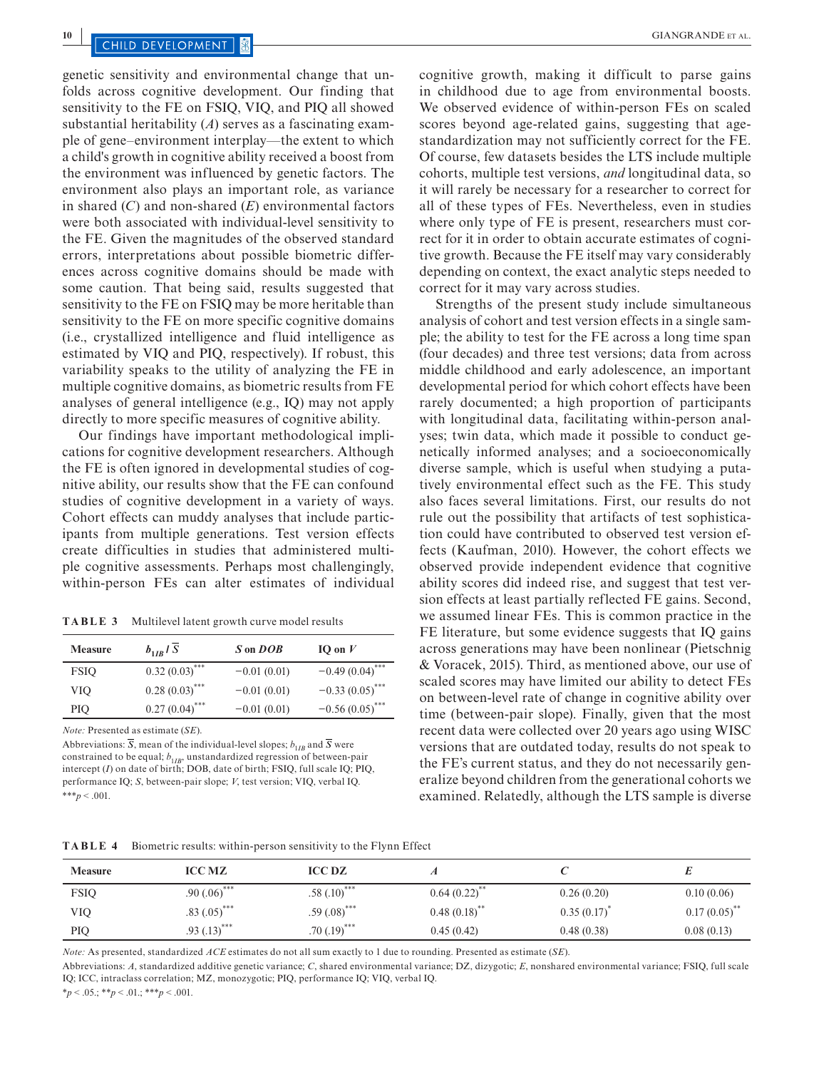genetic sensitivity and environmental change that unfolds across cognitive development. Our finding that sensitivity to the FE on FSIQ, VIQ, and PIQ all showed substantial heritability ($A$) serves as a fascinating example of gene–environment interplay—the extent to which a child's growth in cognitive ability received a boost from the environment was influenced by genetic factors. The environment also plays an important role, as variance in shared ($C$) and non-shared ($E$) environmental factors were both associated with individual-level sensitivity to the FE. Given the magnitudes of the observed standard errors, interpretations about possible biometric differences across cognitive domains should be made with some caution. That being said, results suggested that sensitivity to the FE on FSIQ may be more heritable than sensitivity to the FE on more specific cognitive domains (i.e., crystallized intelligence and fluid intelligence as estimated by VIQ and PIQ, respectively). If robust, this variability speaks to the utility of analyzing the FE in multiple cognitive domains, as biometric results from FE analyses of general intelligence (e.g., IQ) may not apply directly to more specific measures of cognitive ability.

Our findings have important methodological implications for cognitive development researchers. Although the FE is often ignored in developmental studies of cognitive ability, our results show that the FE can confound studies of cognitive development in a variety of ways. Cohort effects can muddy analyses that include participants from multiple generations. Test version effects create difficulties in studies that administered multiple cognitive assessments. Perhaps most challengingly, within-person FEs can alter estimates of individual cognitive growth, making it difficult to parse gains in childhood due to age from environmental boosts. We observed evidence of within-person FEs on scaled scores beyond age-related gains, suggesting that age-standardization may not sufficiently correct for the FE. Of course, few datasets besides the LTS include multiple cohorts, multiple test versions, *and* longitudinal data, so it will rarely be necessary for a researcher to correct for all of these types of FEs. Nevertheless, even in studies where only type of FE is present, researchers must correct for it in order to obtain accurate estimates of cognitive growth. Because the FE itself may vary considerably depending on context, the exact analytic steps needed to correct for it may vary across studies.

Strengths of the present study include simultaneous analysis of cohort and test version effects in a single sample; the ability to test for the FE across a long time span (four decades) and three test versions; data from across middle childhood and early adolescence, an important developmental period for which cohort effects have been rarely documented; a high proportion of participants with longitudinal data, facilitating within-person analyses; twin data, which made it possible to conduct genetically informed analyses; and a socioeconomically diverse sample, which is useful when studying a putatively environmental effect such as the FE. This study also faces several limitations. First, our results do not rule out the possibility that artifacts of test sophistication could have contributed to observed test version effects (Kaufman, 2010). However, the cohort effects we observed provide independent evidence that cognitive ability scores did indeed rise, and suggest that test version effects at least partially reflected FE gains. Second, we assumed linear FEs. This is common practice in the FE literature, but some evidence suggests that IQ gains across generations may have been nonlinear (Pietschnig & Voracek, 2015). Third, as mentioned above, our use of scaled scores may have limited our ability to detect FEs on between-level rate of change in cognitive ability over time (between-pair slope). Finally, given that the most recent data were collected over 20 years ago using WISC versions that are outdated today, results do not speak to the FE's current status, and they do not necessarily generalize beyond children from the generational cohorts we examined. Relatedly, although the LTS sample is diverse

**TABLE 3** Multilevel latent growth curve model results

| Measure | $b_{1IB}$ / $\overline{S}$ | $S$ on $DOB$ | IQ on $V$ |
|---|---|---|---|
| FSIQ | 0.32 (0.03)*** | −0.01 (0.01) | −0.49 (0.04)*** |
| VIQ | 0.28 (0.03)*** | −0.01 (0.01) | −0.33 (0.05)*** |
| PIQ | 0.27 (0.04)*** | −0.01 (0.01) | −0.56 (0.05)*** |

*Note:* Presented as estimate (*SE*).

Abbreviations: $\overline{S}$, mean of the individual-level slopes; $b_{1IB}$ and $\overline{S}$ were constrained to be equal; $b_{1IB}$, unstandardized regression of between-pair intercept ($I$) on date of birth; DOB, date of birth; FSIQ, full scale IQ; PIQ, performance IQ; $S$, between-pair slope; $V$, test version; VIQ, verbal IQ.

***$p < .001$.

**TABLE 4** Biometric results: within-person sensitivity to the Flynn Effect

| Measure | ICC MZ | ICC DZ | $A$ | $C$ | $E$ |
|---|---|---|---|---|---|
| FSIQ | .90 (.06)*** | .58 (.10)*** | 0.64 (0.22)** | 0.26 (0.20) | 0.10 (0.06) |
| VIQ | .83 (.05)*** | .59 (.08)*** | 0.48 (0.18)** | 0.35 (0.17)* | 0.17 (0.05)** |
| PIQ | .93 (.13)*** | .70 (.19)*** | 0.45 (0.42) | 0.48 (0.38) | 0.08 (0.13) |

*Note:* As presented, standardized *ACE* estimates do not all sum exactly to 1 due to rounding. Presented as estimate (*SE*).

Abbreviations: $A$, standardized additive genetic variance; $C$, shared environmental variance; DZ, dizygotic; $E$, nonshared environmental variance; FSIQ, full scale IQ; ICC, intraclass correlation; MZ, monozygotic; PIQ, performance IQ; VIQ, verbal IQ.

*$p < .05$.; **$p < .01$.; ***$p < .001$.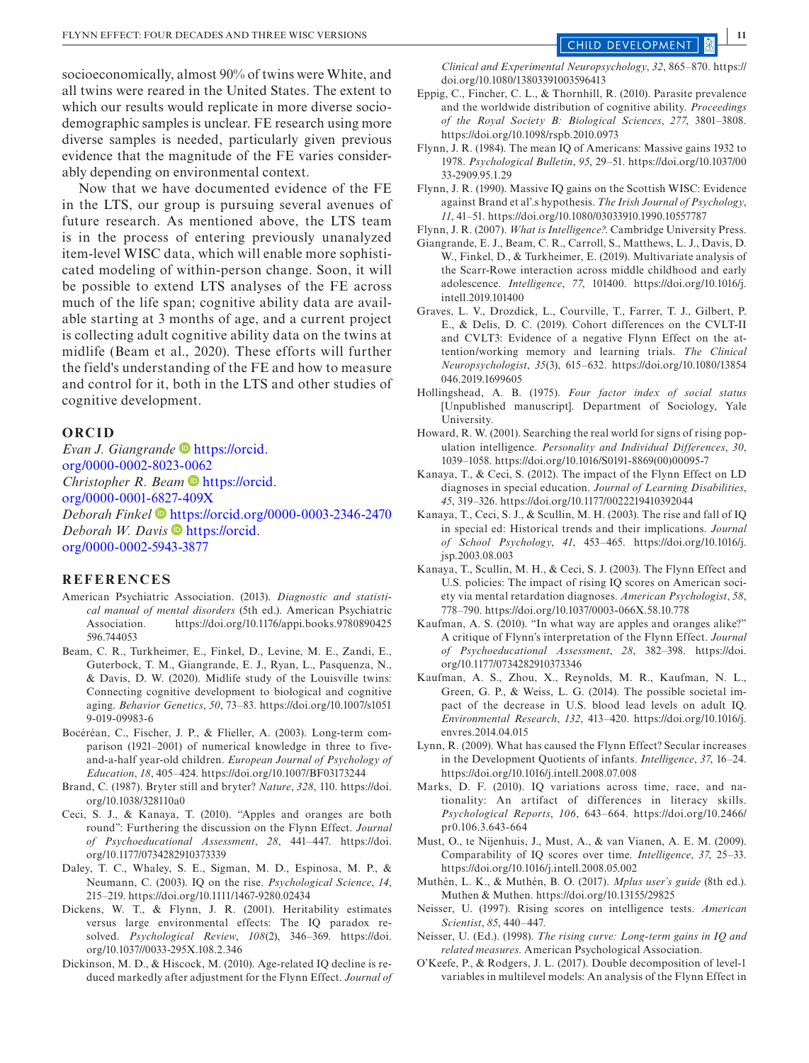socioeconomically, almost 90% of twins were White, and all twins were reared in the United States. The extent to which our results would replicate in more diverse sociodemographic samples is unclear. FE research using more diverse samples is needed, particularly given previous evidence that the magnitude of the FE varies considerably depending on environmental context.

Now that we have documented evidence of the FE in the LTS, our group is pursuing several avenues of future research. As mentioned above, the LTS team is in the process of entering previously unanalyzed item-level WISC data, which will enable more sophisticated modeling of within-person change. Soon, it will be possible to extend LTS analyses of the FE across much of the life span; cognitive ability data are available starting at 3 months of age, and a current project is collecting adult cognitive ability data on the twins at midlife (Beam et al., 2020). These efforts will further the field's understanding of the FE and how to measure and control for it, both in the LTS and other studies of cognitive development.

## ORCID

*Evan J. Giangrande* https://orcid.org/0000-0002-8023-0062
*Christopher R. Beam* https://orcid.org/0000-0001-6827-409X
*Deborah Finkel* https://orcid.org/0000-0003-2346-2470
*Deborah W. Davis* https://orcid.org/0000-0002-5943-3877

## REFERENCES

American Psychiatric Association. (2013). *Diagnostic and statistical manual of mental disorders* (5th ed.). American Psychiatric Association. https://doi.org/10.1176/appi.books.9780890425596.744053

Beam, C. R., Turkheimer, E., Finkel, D., Levine, M. E., Zandi, E., Guterbock, T. M., Giangrande, E. J., Ryan, L., Pasquenza, N., & Davis, D. W. (2020). Midlife study of the Louisville twins: Connecting cognitive development to biological and cognitive aging. *Behavior Genetics*, *50*, 73–83. https://doi.org/10.1007/s10519-019-09983-6

Bocéréan, C., Fischer, J. P., & Flieller, A. (2003). Long-term comparison (1921–2001) of numerical knowledge in three to five-and-a-half year-old children. *European Journal of Psychology of Education*, *18*, 405–424. https://doi.org/10.1007/BF03173244

Brand, C. (1987). Bryter still and bryter? *Nature*, *328*, 110. https://doi.org/10.1038/328110a0

Ceci, S. J., & Kanaya, T. (2010). "Apples and oranges are both round": Furthering the discussion on the Flynn Effect. *Journal of Psychoeducational Assessment*, *28*, 441–447. https://doi.org/10.1177/0734282910373339

Daley, T. C., Whaley, S. E., Sigman, M. D., Espinosa, M. P., & Neumann, C. (2003). IQ on the rise. *Psychological Science*, *14*, 215–219. https://doi.org/10.1111/1467-9280.02434

Dickens, W. T., & Flynn, J. R. (2001). Heritability estimates versus large environmental effects: The IQ paradox resolved. *Psychological Review*, *108*(2), 346–369. https://doi.org/10.1037//0033-295X.108.2.346

Dickinson, M. D., & Hiscock, M. (2010). Age-related IQ decline is reduced markedly after adjustment for the Flynn Effect. *Journal of Clinical and Experimental Neuropsychology*, *32*, 865–870. https://doi.org/10.1080/13803391003596413

Eppig, C., Fincher, C. L., & Thornhill, R. (2010). Parasite prevalence and the worldwide distribution of cognitive ability. *Proceedings of the Royal Society B: Biological Sciences*, *277*, 3801–3808. https://doi.org/10.1098/rspb.2010.0973

Flynn, J. R. (1984). The mean IQ of Americans: Massive gains 1932 to 1978. *Psychological Bulletin*, *95*, 29–51. https://doi.org/10.1037/0033-2909.95.1.29

Flynn, J. R. (1990). Massive IQ gains on the Scottish WISC: Evidence against Brand et al'.s hypothesis. *The Irish Journal of Psychology*, *11*, 41–51. https://doi.org/10.1080/03033910.1990.10557787

Flynn, J. R. (2007). *What is Intelligence?*. Cambridge University Press.

Giangrande, E. J., Beam, C. R., Carroll, S., Matthews, L. J., Davis, D. W., Finkel, D., & Turkheimer, E. (2019). Multivariate analysis of the Scarr-Rowe interaction across middle childhood and early adolescence. *Intelligence*, *77*, 101400. https://doi.org/10.1016/j.intell.2019.101400

Graves, L. V., Drozdick, L., Courville, T., Farrer, T. J., Gilbert, P. E., & Delis, D. C. (2019). Cohort differences on the CVLT-II and CVLT3: Evidence of a negative Flynn Effect on the attention/working memory and learning trials. *The Clinical Neuropsychologist*, *35*(3), 615–632. https://doi.org/10.1080/13854046.2019.1699605

Hollingshead, A. B. (1975). *Four factor index of social status* [Unpublished manuscript]. Department of Sociology, Yale University.

Howard, R. W. (2001). Searching the real world for signs of rising population intelligence. *Personality and Individual Differences*, *30*, 1039–1058. https://doi.org/10.1016/S0191-8869(00)00095-7

Kanaya, T., & Ceci, S. (2012). The impact of the Flynn Effect on LD diagnoses in special education. *Journal of Learning Disabilities*, *45*, 319–326. https://doi.org/10.1177/0022219410392044

Kanaya, T., Ceci, S. J., & Scullin, M. H. (2003). The rise and fall of IQ in special ed: Historical trends and their implications. *Journal of School Psychology*, *41*, 453–465. https://doi.org/10.1016/j.jsp.2003.08.003

Kanaya, T., Scullin, M. H., & Ceci, S. J. (2003). The Flynn Effect and U.S. policies: The impact of rising IQ scores on American society via mental retardation diagnoses. *American Psychologist*, *58*, 778–790. https://doi.org/10.1037/0003-066X.58.10.778

Kaufman, A. S. (2010). "In what way are apples and oranges alike?" A critique of Flynn's interpretation of the Flynn Effect. *Journal of Psychoeducational Assessment*, *28*, 382–398. https://doi.org/10.1177/0734282910373346

Kaufman, A. S., Zhou, X., Reynolds, M. R., Kaufman, N. L., Green, G. P., & Weiss, L. G. (2014). The possible societal impact of the decrease in U.S. blood lead levels on adult IQ. *Environmental Research*, *132*, 413–420. https://doi.org/10.1016/j.envres.2014.04.015

Lynn, R. (2009). What has caused the Flynn Effect? Secular increases in the Development Quotients of infants. *Intelligence*, *37*, 16–24. https://doi.org/10.1016/j.intell.2008.07.008

Marks, D. F. (2010). IQ variations across time, race, and nationality: An artifact of differences in literacy skills. *Psychological Reports*, *106*, 643–664. https://doi.org/10.2466/pr0.106.3.643-664

Must, O., te Nijenhuis, J., Must, A., & van Vianen, A. E. M. (2009). Comparability of IQ scores over time. *Intelligence*, *37*, 25–33. https://doi.org/10.1016/j.intell.2008.05.002

Muthén, L. K., & Muthén, B. O. (2017). *Mplus user's guide* (8th ed.). Muthen & Muthen. https://doi.org/10.13155/29825

Neisser, U. (1997). Rising scores on intelligence tests. *American Scientist*, *85*, 440–447.

Neisser, U. (Ed.). (1998). *The rising curve: Long-term gains in IQ and related measures*. American Psychological Association.

O'Keefe, P., & Rodgers, J. L. (2017). Double decomposition of level-1 variables in multilevel models: An analysis of the Flynn Effect in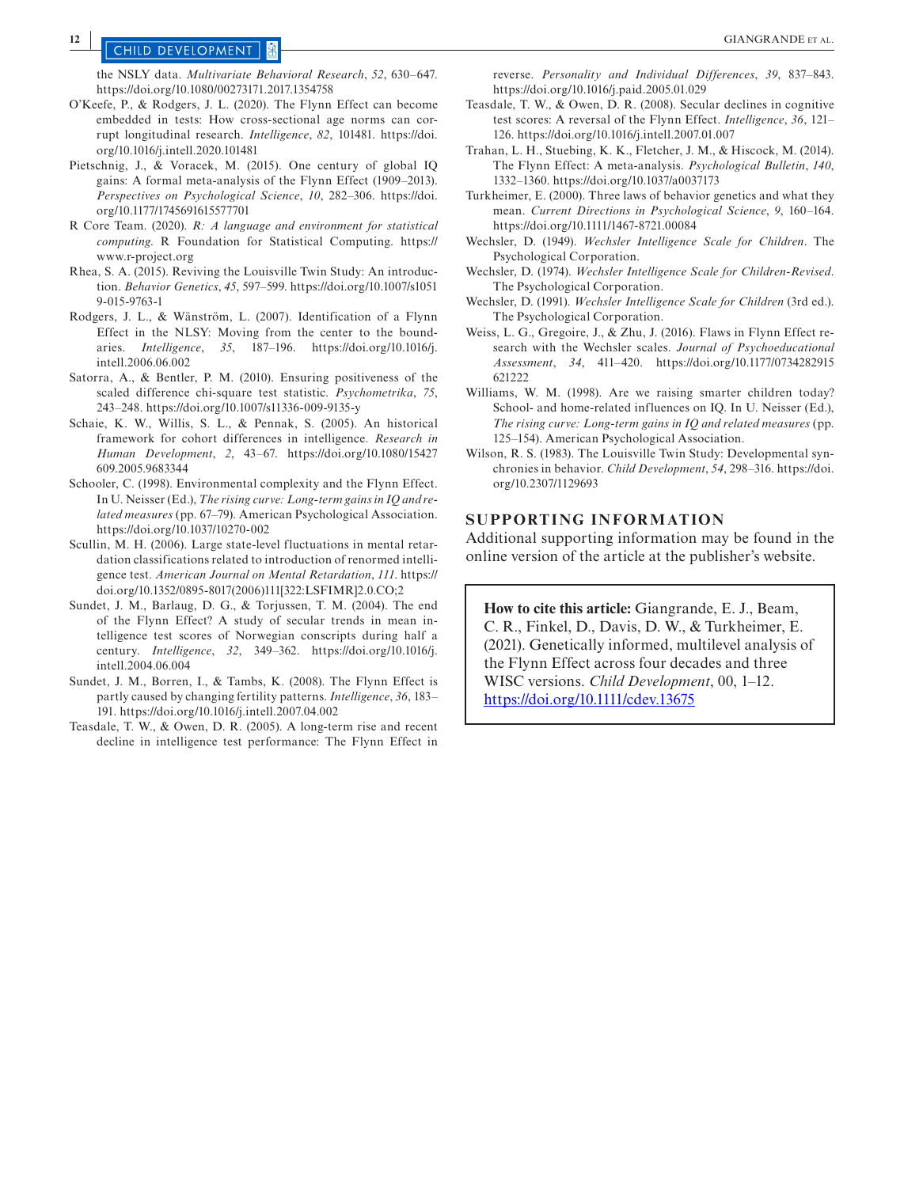the NSLY data. *Multivariate Behavioral Research*, *52*, 630–647. https://doi.org/10.1080/00273171.2017.1354758

O'Keefe, P., & Rodgers, J. L. (2020). The Flynn Effect can become embedded in tests: How cross-sectional age norms can corrupt longitudinal research. *Intelligence*, *82*, 101481. https://doi.org/10.1016/j.intell.2020.101481

Pietschnig, J., & Voracek, M. (2015). One century of global IQ gains: A formal meta-analysis of the Flynn Effect (1909–2013). *Perspectives on Psychological Science*, *10*, 282–306. https://doi.org/10.1177/1745691615577701

R Core Team. (2020). *R: A language and environment for statistical computing*. R Foundation for Statistical Computing. https://www.r-project.org

Rhea, S. A. (2015). Reviving the Louisville Twin Study: An introduction. *Behavior Genetics*, *45*, 597–599. https://doi.org/10.1007/s10519-015-9763-1

Rodgers, J. L., & Wänström, L. (2007). Identification of a Flynn Effect in the NLSY: Moving from the center to the boundaries. *Intelligence*, *35*, 187–196. https://doi.org/10.1016/j.intell.2006.06.002

Satorra, A., & Bentler, P. M. (2010). Ensuring positiveness of the scaled difference chi-square test statistic. *Psychometrika*, *75*, 243–248. https://doi.org/10.1007/s11336-009-9135-y

Schaie, K. W., Willis, S. L., & Pennak, S. (2005). An historical framework for cohort differences in intelligence. *Research in Human Development*, *2*, 43–67. https://doi.org/10.1080/15427609.2005.9683344

Schooler, C. (1998). Environmental complexity and the Flynn Effect. In U. Neisser (Ed.), *The rising curve: Long-term gains in IQ and related measures* (pp. 67–79). American Psychological Association. https://doi.org/10.1037/10270-002

Scullin, M. H. (2006). Large state-level fluctuations in mental retardation classifications related to introduction of renormed intelligence test. *American Journal on Mental Retardation*, *111*. https://doi.org/10.1352/0895-8017(2006)111[322:LSFIMR]2.0.CO;2

Sundet, J. M., Barlaug, D. G., & Torjussen, T. M. (2004). The end of the Flynn Effect? A study of secular trends in mean intelligence test scores of Norwegian conscripts during half a century. *Intelligence*, *32*, 349–362. https://doi.org/10.1016/j.intell.2004.06.004

Sundet, J. M., Borren, I., & Tambs, K. (2008). The Flynn Effect is partly caused by changing fertility patterns. *Intelligence*, *36*, 183–191. https://doi.org/10.1016/j.intell.2007.04.002

Teasdale, T. W., & Owen, D. R. (2005). A long-term rise and recent decline in intelligence test performance: The Flynn Effect in reverse. *Personality and Individual Differences*, *39*, 837–843. https://doi.org/10.1016/j.paid.2005.01.029

Teasdale, T. W., & Owen, D. R. (2008). Secular declines in cognitive test scores: A reversal of the Flynn Effect. *Intelligence*, *36*, 121–126. https://doi.org/10.1016/j.intell.2007.01.007

Trahan, L. H., Stuebing, K. K., Fletcher, J. M., & Hiscock, M. (2014). The Flynn Effect: A meta-analysis. *Psychological Bulletin*, *140*, 1332–1360. https://doi.org/10.1037/a0037173

Turkheimer, E. (2000). Three laws of behavior genetics and what they mean. *Current Directions in Psychological Science*, *9*, 160–164. https://doi.org/10.1111/1467-8721.00084

Wechsler, D. (1949). *Wechsler Intelligence Scale for Children*. The Psychological Corporation.

Wechsler, D. (1974). *Wechsler Intelligence Scale for Children-Revised*. The Psychological Corporation.

Wechsler, D. (1991). *Wechsler Intelligence Scale for Children* (3rd ed.). The Psychological Corporation.

Weiss, L. G., Gregoire, J., & Zhu, J. (2016). Flaws in Flynn Effect research with the Wechsler scales. *Journal of Psychoeducational Assessment*, *34*, 411–420. https://doi.org/10.1177/0734282915621222

Williams, W. M. (1998). Are we raising smarter children today? School- and home-related influences on IQ. In U. Neisser (Ed.), *The rising curve: Long-term gains in IQ and related measures* (pp. 125–154). American Psychological Association.

Wilson, R. S. (1983). The Louisville Twin Study: Developmental synchronies in behavior. *Child Development*, *54*, 298–316. https://doi.org/10.2307/1129693

## SUPPORTING INFORMATION

Additional supporting information may be found in the online version of the article at the publisher's website.

**How to cite this article:** Giangrande, E. J., Beam, C. R., Finkel, D., Davis, D. W., & Turkheimer, E. (2021). Genetically informed, multilevel analysis of the Flynn Effect across four decades and three WISC versions. *Child Development*, 00, 1–12. https://doi.org/10.1111/cdev.13675